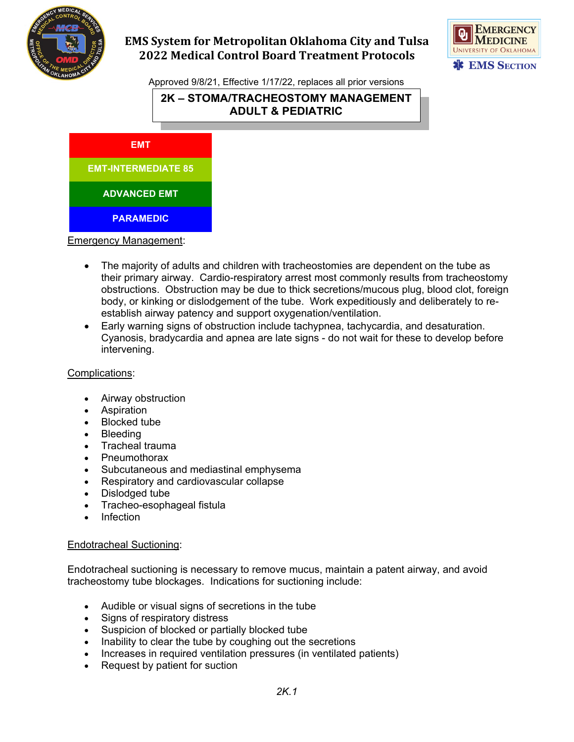# EMS System for Metropolitan Oklahoma City and Tulsa
# 2022 Medical Control Board Treatment Protocols

Approved 9/8/21, Effective 1/17/22, replaces all prior versions

## 2K – STOMA/TRACHEOSTOMY MANAGEMENT ADULT & PEDIATRIC

| EMT |
| --- |
| EMT-INTERMEDIATE 85 |
| ADVANCED EMT |
| PARAMEDIC |

Emergency Management:

- The majority of adults and children with tracheostomies are dependent on the tube as their primary airway. Cardio-respiratory arrest most commonly results from tracheostomy obstructions. Obstruction may be due to thick secretions/mucous plug, blood clot, foreign body, or kinking or dislodgement of the tube. Work expeditiously and deliberately to re-establish airway patency and support oxygenation/ventilation.
- Early warning signs of obstruction include tachypnea, tachycardia, and desaturation. Cyanosis, bradycardia and apnea are late signs - do not wait for these to develop before intervening.

Complications:

- Airway obstruction
- Aspiration
- Blocked tube
- Bleeding
- Tracheal trauma
- Pneumothorax
- Subcutaneous and mediastinal emphysema
- Respiratory and cardiovascular collapse
- Dislodged tube
- Tracheo-esophageal fistula
- Infection

Endotracheal Suctioning:

Endotracheal suctioning is necessary to remove mucus, maintain a patent airway, and avoid tracheostomy tube blockages. Indications for suctioning include:

- Audible or visual signs of secretions in the tube
- Signs of respiratory distress
- Suspicion of blocked or partially blocked tube
- Inability to clear the tube by coughing out the secretions
- Increases in required ventilation pressures (in ventilated patients)
- Request by patient for suction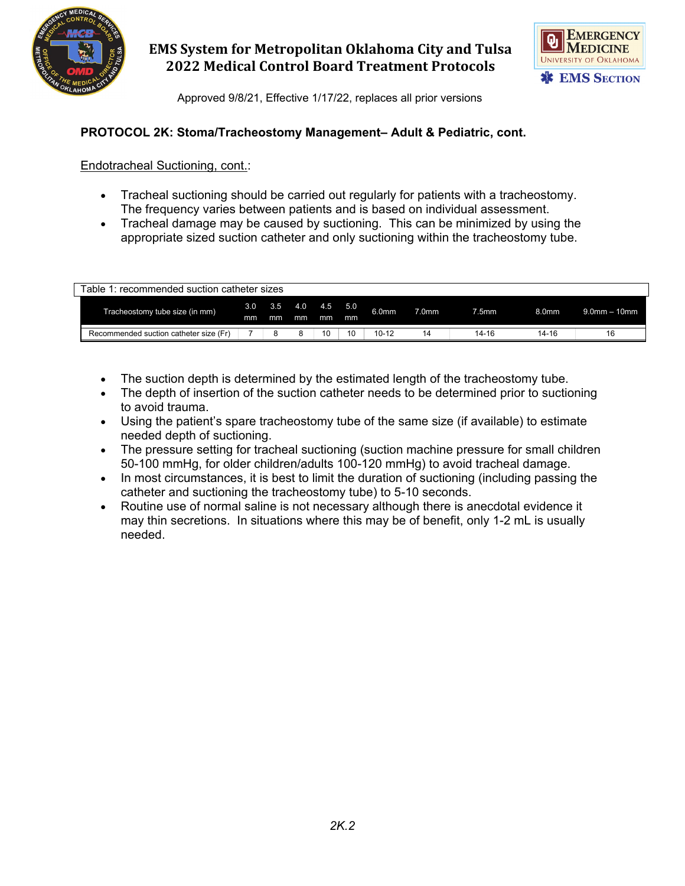## PROTOCOL 2K: Stoma/Tracheostomy Management– Adult & Pediatric, cont.

Endotracheal Suctioning, cont.:

- Tracheal suctioning should be carried out regularly for patients with a tracheostomy. The frequency varies between patients and is based on individual assessment.
- Tracheal damage may be caused by suctioning. This can be minimized by using the appropriate sized suction catheter and only suctioning within the tracheostomy tube.

Table 1: recommended suction catheter sizes

| Tracheostomy tube size (in mm) | 3.0 mm | 3.5 mm | 4.0 mm | 4.5 mm | 5.0 mm | 6.0mm | 7.0mm | 7.5mm | 8.0mm | 9.0mm – 10mm |
|---|---|---|---|---|---|---|---|---|---|---|
| Recommended suction catheter size (Fr) | 7 | 8 | 8 | 10 | 10 | 10-12 | 14 | 14-16 | 14-16 | 16 |

- The suction depth is determined by the estimated length of the tracheostomy tube.
- The depth of insertion of the suction catheter needs to be determined prior to suctioning to avoid trauma.
- Using the patient's spare tracheostomy tube of the same size (if available) to estimate needed depth of suctioning.
- The pressure setting for tracheal suctioning (suction machine pressure for small children 50-100 mmHg, for older children/adults 100-120 mmHg) to avoid tracheal damage.
- In most circumstances, it is best to limit the duration of suctioning (including passing the catheter and suctioning the tracheostomy tube) to 5-10 seconds.
- Routine use of normal saline is not necessary although there is anecdotal evidence it may thin secretions. In situations where this may be of benefit, only 1-2 mL is usually needed.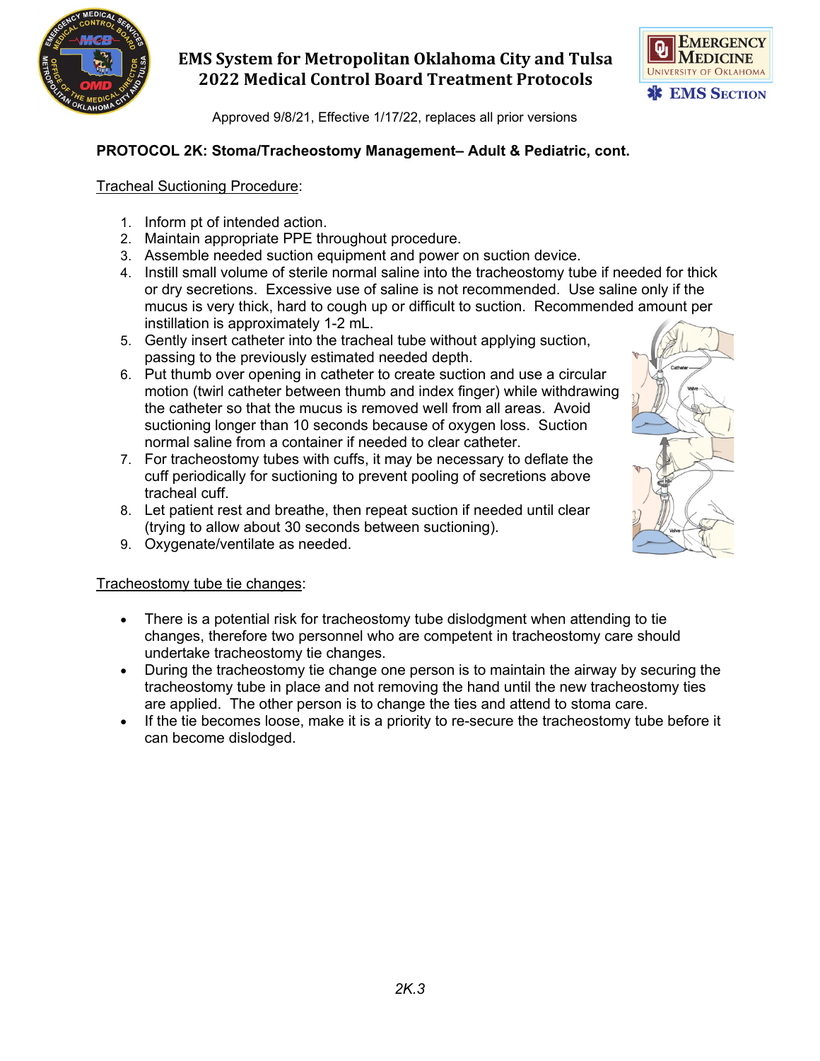## PROTOCOL 2K: Stoma/Tracheostomy Management– Adult & Pediatric, cont.

Tracheal Suctioning Procedure:

1. Inform pt of intended action.
2. Maintain appropriate PPE throughout procedure.
3. Assemble needed suction equipment and power on suction device.
4. Instill small volume of sterile normal saline into the tracheostomy tube if needed for thick or dry secretions. Excessive use of saline is not recommended. Use saline only if the mucus is very thick, hard to cough up or difficult to suction. Recommended amount per instillation is approximately 1-2 mL.
5. Gently insert catheter into the tracheal tube without applying suction, passing to the previously estimated needed depth.
6. Put thumb over opening in catheter to create suction and use a circular motion (twirl catheter between thumb and index finger) while withdrawing the catheter so that the mucus is removed well from all areas. Avoid suctioning longer than 10 seconds because of oxygen loss. Suction normal saline from a container if needed to clear catheter.
7. For tracheostomy tubes with cuffs, it may be necessary to deflate the cuff periodically for suctioning to prevent pooling of secretions above tracheal cuff.
8. Let patient rest and breathe, then repeat suction if needed until clear (trying to allow about 30 seconds between suctioning).
9. Oxygenate/ventilate as needed.

Tracheostomy tube tie changes:

- There is a potential risk for tracheostomy tube dislodgment when attending to tie changes, therefore two personnel who are competent in tracheostomy care should undertake tracheostomy tie changes.
- During the tracheostomy tie change one person is to maintain the airway by securing the tracheostomy tube in place and not removing the hand until the new tracheostomy ties are applied. The other person is to change the ties and attend to stoma care.
- If the tie becomes loose, make it is a priority to re-secure the tracheostomy tube before it can become dislodged.